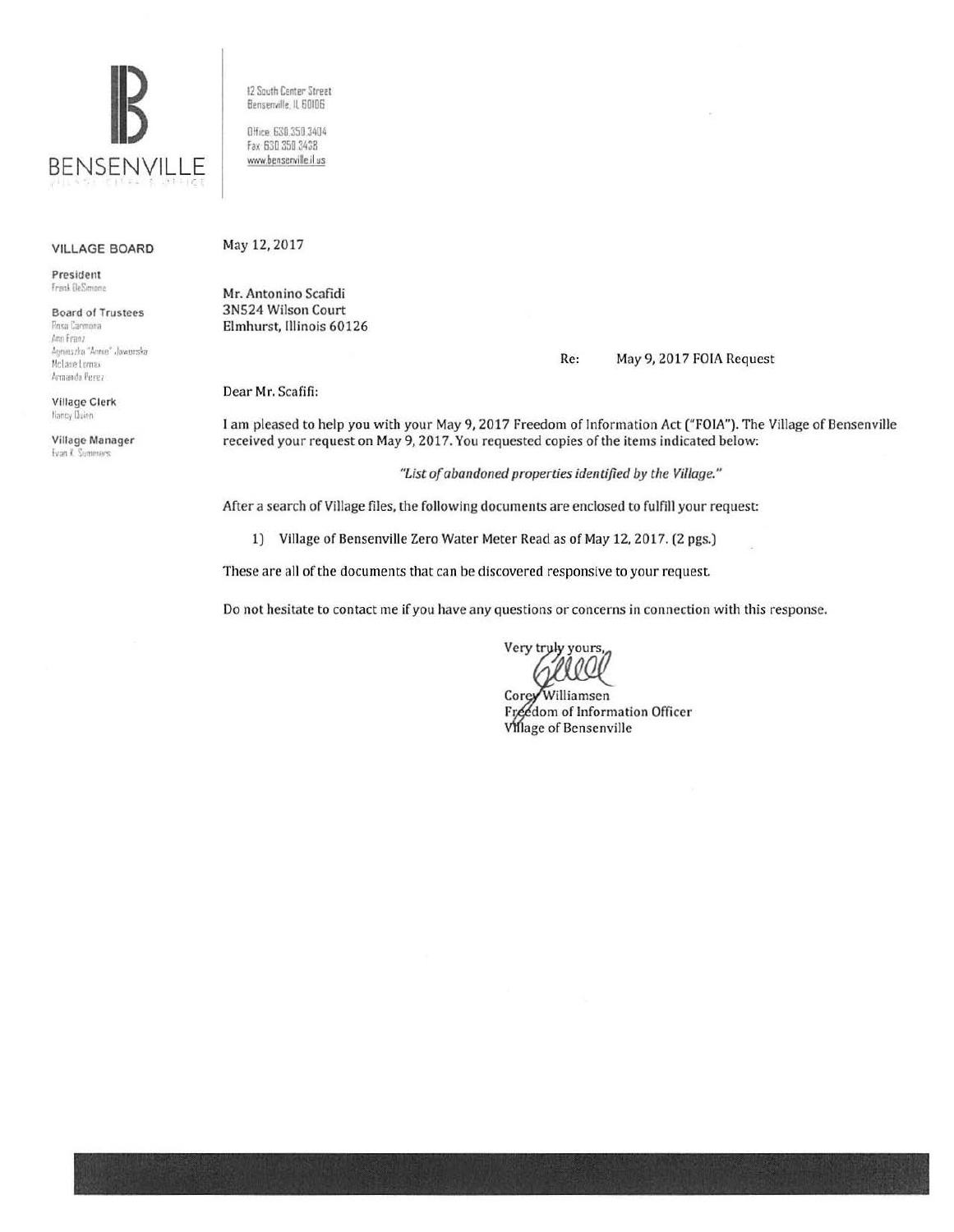BENSENVILLE

12 South Center Street
Bensenville, IL 60106

Office: 630.350.3404
Fax: 630.350.3438
www.bensenville.il.us

**VILLAGE BOARD**

**President**
Frank DeSimone

**Board of Trustees**
Rosa Carmona
Ann Franz
Agnieszka "Annie" Jaworska
McLane Lomax
Armando Perez

**Village Clerk**
Nancy Quinn

**Village Manager**
Evan K. Summers

May 12, 2017

Mr. Antonino Scafidi
3N524 Wilson Court
Elmhurst, Illinois 60126

Re: May 9, 2017 FOIA Request

Dear Mr. Scafifi:

I am pleased to help you with your May 9, 2017 Freedom of Information Act ("FOIA"). The Village of Bensenville received your request on May 9, 2017. You requested copies of the items indicated below:

*"List of abandoned properties identified by the Village."*

After a search of Village files, the following documents are enclosed to fulfill your request:

1) Village of Bensenville Zero Water Meter Read as of May 12, 2017. (2 pgs.)

These are all of the documents that can be discovered responsive to your request.

Do not hesitate to contact me if you have any questions or concerns in connection with this response.

Very truly yours,

Corey Williamsen
Freedom of Information Officer
Village of Bensenville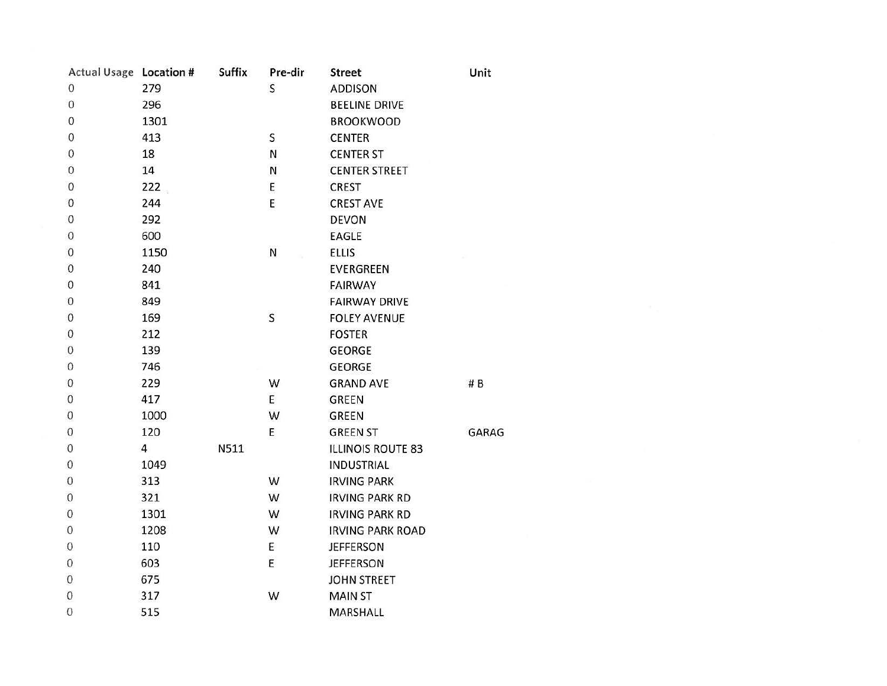| Actual Usage | Location # | Suffix | Pre-dir | Street | Unit |
|---|---|---|---|---|---|
| 0 | 279 | | S | ADDISON | |
| 0 | 296 | | | BEELINE DRIVE | |
| 0 | 1301 | | | BROOKWOOD | |
| 0 | 413 | | S | CENTER | |
| 0 | 18 | | N | CENTER ST | |
| 0 | 14 | | N | CENTER STREET | |
| 0 | 222 | | E | CREST | |
| 0 | 244 | | E | CREST AVE | |
| 0 | 292 | | | DEVON | |
| 0 | 600 | | | EAGLE | |
| 0 | 1150 | | N | ELLIS | |
| 0 | 240 | | | EVERGREEN | |
| 0 | 841 | | | FAIRWAY | |
| 0 | 849 | | | FAIRWAY DRIVE | |
| 0 | 169 | | S | FOLEY AVENUE | |
| 0 | 212 | | | FOSTER | |
| 0 | 139 | | | GEORGE | |
| 0 | 746 | | | GEORGE | |
| 0 | 229 | | W | GRAND AVE | # B |
| 0 | 417 | | E | GREEN | |
| 0 | 1000 | | W | GREEN | |
| 0 | 120 | | E | GREEN ST | GARAG |
| 0 | 4 | N511 | | ILLINOIS ROUTE 83 | |
| 0 | 1049 | | | INDUSTRIAL | |
| 0 | 313 | | W | IRVING PARK | |
| 0 | 321 | | W | IRVING PARK RD | |
| 0 | 1301 | | W | IRVING PARK RD | |
| 0 | 1208 | | W | IRVING PARK ROAD | |
| 0 | 110 | | E | JEFFERSON | |
| 0 | 603 | | E | JEFFERSON | |
| 0 | 675 | | | JOHN STREET | |
| 0 | 317 | | W | MAIN ST | |
| 0 | 515 | | | MARSHALL | |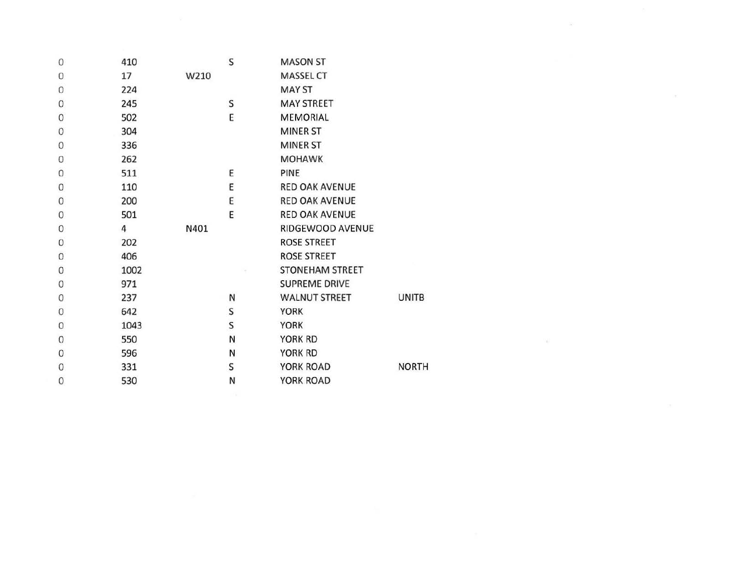| | | | | | |
|---|---|---|---|---|---|
| 0 | 410 | | S | MASON ST | |
| 0 | 17 | W210 | | MASSEL CT | |
| 0 | 224 | | | MAY ST | |
| 0 | 245 | | S | MAY STREET | |
| 0 | 502 | | E | MEMORIAL | |
| 0 | 304 | | | MINER ST | |
| 0 | 336 | | | MINER ST | |
| 0 | 262 | | | MOHAWK | |
| 0 | 511 | | E | PINE | |
| 0 | 110 | | E | RED OAK AVENUE | |
| 0 | 200 | | E | RED OAK AVENUE | |
| 0 | 501 | | E | RED OAK AVENUE | |
| 0 | 4 | N401 | | RIDGEWOOD AVENUE | |
| 0 | 202 | | | ROSE STREET | |
| 0 | 406 | | | ROSE STREET | |
| 0 | 1002 | | | STONEHAM STREET | |
| 0 | 971 | | | SUPREME DRIVE | |
| 0 | 237 | | N | WALNUT STREET | UNITB |
| 0 | 642 | | S | YORK | |
| 0 | 1043 | | S | YORK | |
| 0 | 550 | | N | YORK RD | |
| 0 | 596 | | N | YORK RD | |
| 0 | 331 | | S | YORK ROAD | NORTH |
| 0 | 530 | | N | YORK ROAD | |